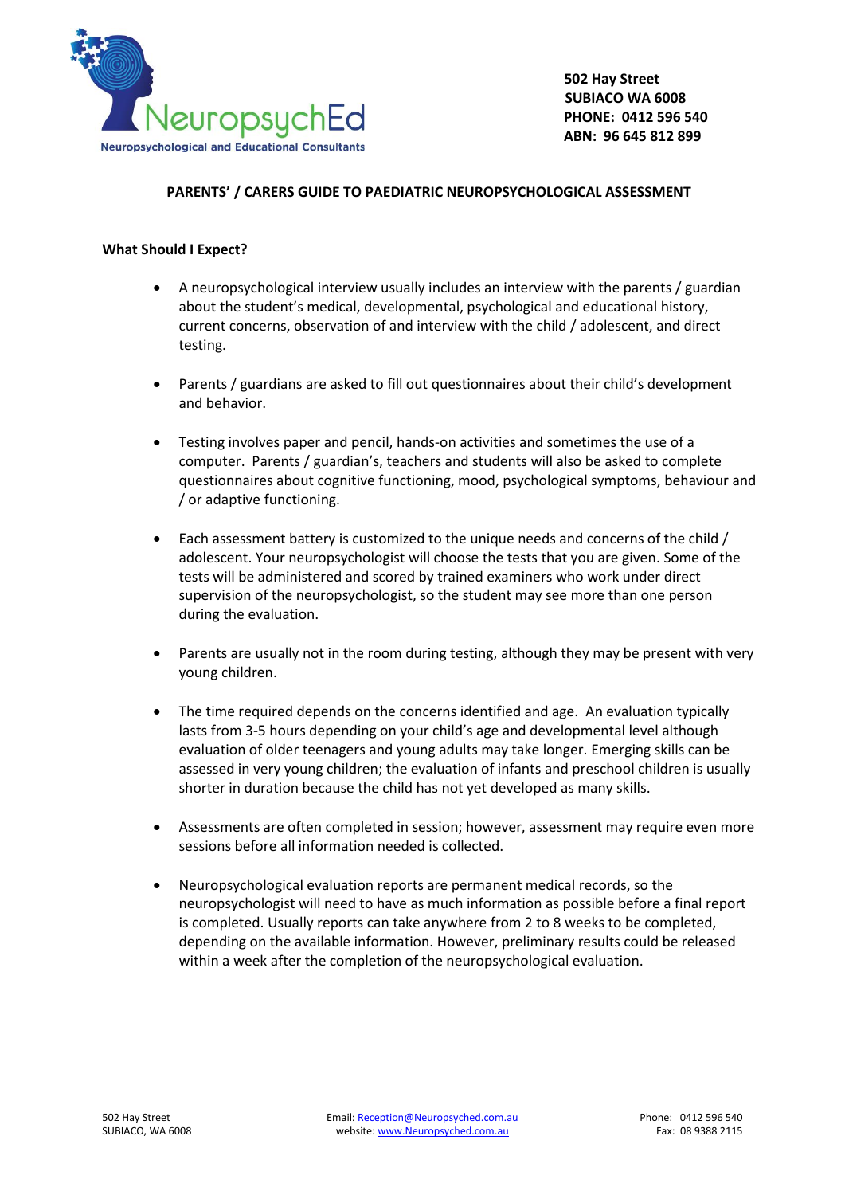NeuropsychEd
Neuropsychological and Educational Consultants

**502 Hay Street**
**SUBIACO WA 6008**
**PHONE: 0412 596 540**
**ABN: 96 645 812 899**

## PARENTS' / CARERS GUIDE TO PAEDIATRIC NEUROPSYCHOLOGICAL ASSESSMENT

### What Should I Expect?

- A neuropsychological interview usually includes an interview with the parents / guardian about the student's medical, developmental, psychological and educational history, current concerns, observation of and interview with the child / adolescent, and direct testing.

- Parents / guardians are asked to fill out questionnaires about their child's development and behavior.

- Testing involves paper and pencil, hands-on activities and sometimes the use of a computer. Parents / guardian's, teachers and students will also be asked to complete questionnaires about cognitive functioning, mood, psychological symptoms, behaviour and / or adaptive functioning.

- Each assessment battery is customized to the unique needs and concerns of the child / adolescent. Your neuropsychologist will choose the tests that you are given. Some of the tests will be administered and scored by trained examiners who work under direct supervision of the neuropsychologist, so the student may see more than one person during the evaluation.

- Parents are usually not in the room during testing, although they may be present with very young children.

- The time required depends on the concerns identified and age. An evaluation typically lasts from 3-5 hours depending on your child's age and developmental level although evaluation of older teenagers and young adults may take longer. Emerging skills can be assessed in very young children; the evaluation of infants and preschool children is usually shorter in duration because the child has not yet developed as many skills.

- Assessments are often completed in session; however, assessment may require even more sessions before all information needed is collected.

- Neuropsychological evaluation reports are permanent medical records, so the neuropsychologist will need to have as much information as possible before a final report is completed. Usually reports can take anywhere from 2 to 8 weeks to be completed, depending on the available information. However, preliminary results could be released within a week after the completion of the neuropsychological evaluation.

502 Hay Street
SUBIACO, WA 6008

Email: Reception@Neuropsyched.com.au
website: www.Neuropsyched.com.au

Phone: 0412 596 540
Fax: 08 9388 2115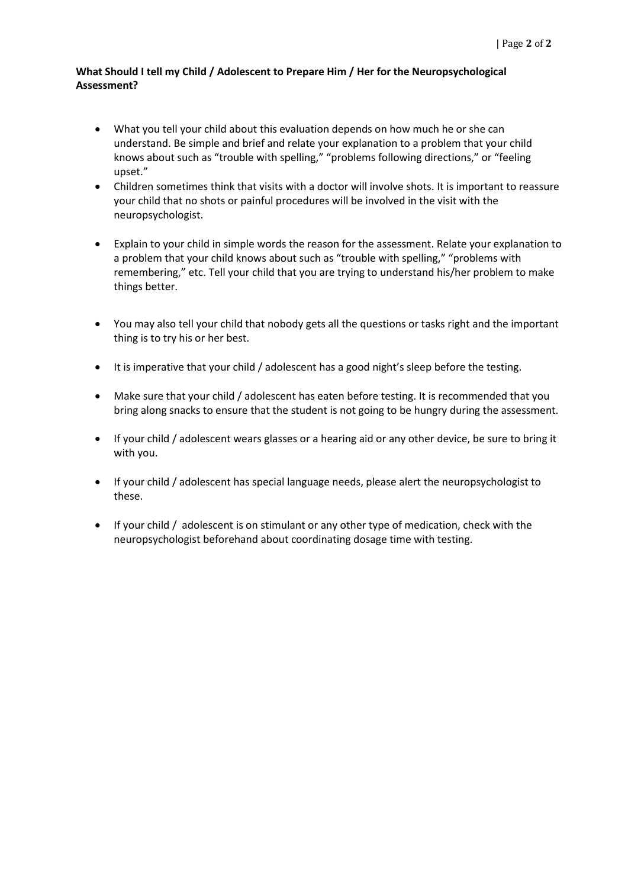**What Should I tell my Child / Adolescent to Prepare Him / Her for the Neuropsychological Assessment?**

- What you tell your child about this evaluation depends on how much he or she can understand. Be simple and brief and relate your explanation to a problem that your child knows about such as "trouble with spelling," "problems following directions," or "feeling upset."
- Children sometimes think that visits with a doctor will involve shots. It is important to reassure your child that no shots or painful procedures will be involved in the visit with the neuropsychologist.
- Explain to your child in simple words the reason for the assessment. Relate your explanation to a problem that your child knows about such as "trouble with spelling," "problems with remembering," etc. Tell your child that you are trying to understand his/her problem to make things better.
- You may also tell your child that nobody gets all the questions or tasks right and the important thing is to try his or her best.
- It is imperative that your child / adolescent has a good night's sleep before the testing.
- Make sure that your child / adolescent has eaten before testing. It is recommended that you bring along snacks to ensure that the student is not going to be hungry during the assessment.
- If your child / adolescent wears glasses or a hearing aid or any other device, be sure to bring it with you.
- If your child / adolescent has special language needs, please alert the neuropsychologist to these.
- If your child / adolescent is on stimulant or any other type of medication, check with the neuropsychologist beforehand about coordinating dosage time with testing.